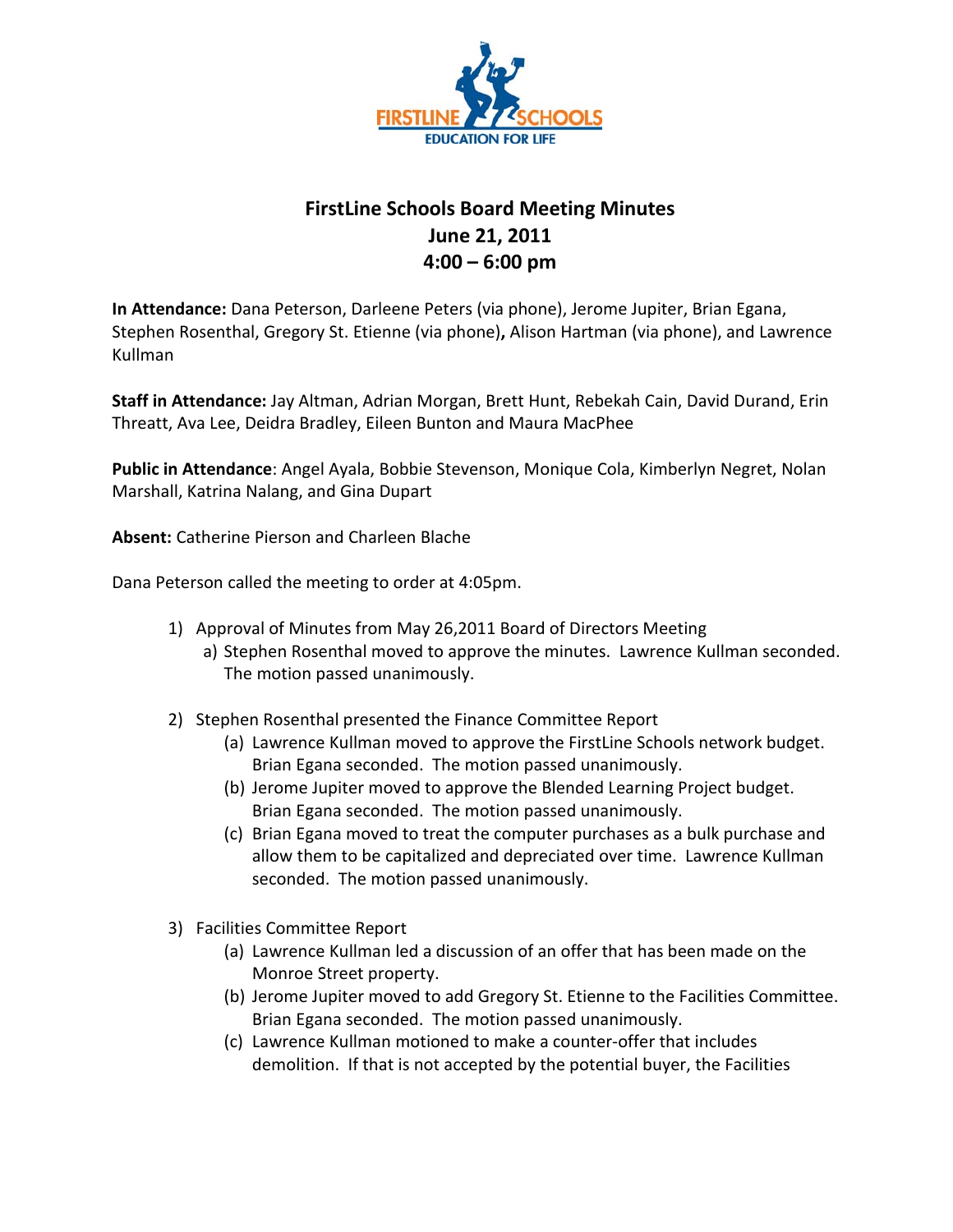# FirstLine Schools Board Meeting Minutes
## June 21, 2011
## 4:00 – 6:00 pm

**In Attendance:** Dana Peterson, Darleene Peters (via phone), Jerome Jupiter, Brian Egana, Stephen Rosenthal, Gregory St. Etienne (via phone)**,** Alison Hartman (via phone), and Lawrence Kullman

**Staff in Attendance:** Jay Altman, Adrian Morgan, Brett Hunt, Rebekah Cain, David Durand, Erin Threatt, Ava Lee, Deidra Bradley, Eileen Bunton and Maura MacPhee

**Public in Attendance**: Angel Ayala, Bobbie Stevenson, Monique Cola, Kimberlyn Negret, Nolan Marshall, Katrina Nalang, and Gina Dupart

**Absent:** Catherine Pierson and Charleen Blache

Dana Peterson called the meeting to order at 4:05pm.

1) Approval of Minutes from May 26,2011 Board of Directors Meeting
   a) Stephen Rosenthal moved to approve the minutes. Lawrence Kullman seconded. The motion passed unanimously.

2) Stephen Rosenthal presented the Finance Committee Report
   (a) Lawrence Kullman moved to approve the FirstLine Schools network budget. Brian Egana seconded. The motion passed unanimously.
   (b) Jerome Jupiter moved to approve the Blended Learning Project budget. Brian Egana seconded. The motion passed unanimously.
   (c) Brian Egana moved to treat the computer purchases as a bulk purchase and allow them to be capitalized and depreciated over time. Lawrence Kullman seconded. The motion passed unanimously.

3) Facilities Committee Report
   (a) Lawrence Kullman led a discussion of an offer that has been made on the Monroe Street property.
   (b) Jerome Jupiter moved to add Gregory St. Etienne to the Facilities Committee. Brian Egana seconded. The motion passed unanimously.
   (c) Lawrence Kullman motioned to make a counter-offer that includes demolition. If that is not accepted by the potential buyer, the Facilities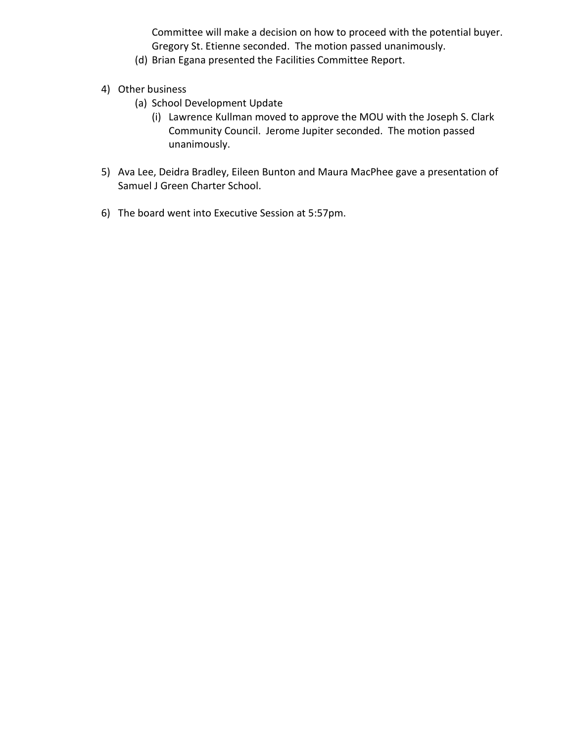Committee will make a decision on how to proceed with the potential buyer. Gregory St. Etienne seconded. The motion passed unanimously.

(d) Brian Egana presented the Facilities Committee Report.

4) Other business
   (a) School Development Update
      (i) Lawrence Kullman moved to approve the MOU with the Joseph S. Clark Community Council. Jerome Jupiter seconded. The motion passed unanimously.

5) Ava Lee, Deidra Bradley, Eileen Bunton and Maura MacPhee gave a presentation of Samuel J Green Charter School.

6) The board went into Executive Session at 5:57pm.